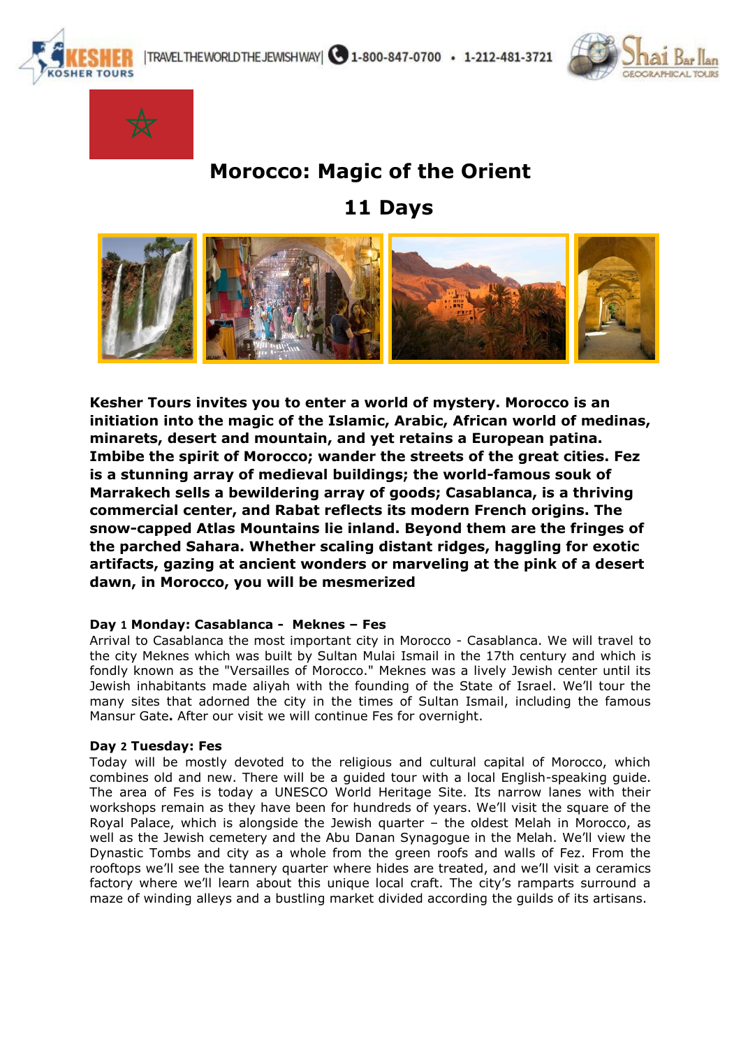# Morocco: Magic of the Orient

## 11 Days

**Kesher Tours invites you to enter a world of mystery. Morocco is an initiation into the magic of the Islamic, Arabic, African world of medinas, minarets, desert and mountain, and yet retains a European patina. Imbibe the spirit of Morocco; wander the streets of the great cities. Fez is a stunning array of medieval buildings; the world-famous souk of Marrakech sells a bewildering array of goods; Casablanca, is a thriving commercial center, and Rabat reflects its modern French origins. The snow-capped Atlas Mountains lie inland. Beyond them are the fringes of the parched Sahara. Whether scaling distant ridges, haggling for exotic artifacts, gazing at ancient wonders or marveling at the pink of a desert dawn, in Morocco, you will be mesmerized**

**Day 1 Monday: Casablanca - Meknes – Fes**

Arrival to Casablanca the most important city in Morocco - Casablanca. We will travel to the city Meknes which was built by Sultan Mulai Ismail in the 17th century and which is fondly known as the "Versailles of Morocco." Meknes was a lively Jewish center until its Jewish inhabitants made aliyah with the founding of the State of Israel. We'll tour the many sites that adorned the city in the times of Sultan Ismail, including the famous Mansur Gate**.** After our visit we will continue Fes for overnight.

**Day 2 Tuesday: Fes**

Today will be mostly devoted to the religious and cultural capital of Morocco, which combines old and new. There will be a guided tour with a local English-speaking guide. The area of Fes is today a UNESCO World Heritage Site. Its narrow lanes with their workshops remain as they have been for hundreds of years. We'll visit the square of the Royal Palace, which is alongside the Jewish quarter – the oldest Melah in Morocco, as well as the Jewish cemetery and the Abu Danan Synagogue in the Melah. We'll view the Dynastic Tombs and city as a whole from the green roofs and walls of Fez. From the rooftops we'll see the tannery quarter where hides are treated, and we'll visit a ceramics factory where we'll learn about this unique local craft. The city's ramparts surround a maze of winding alleys and a bustling market divided according the guilds of its artisans.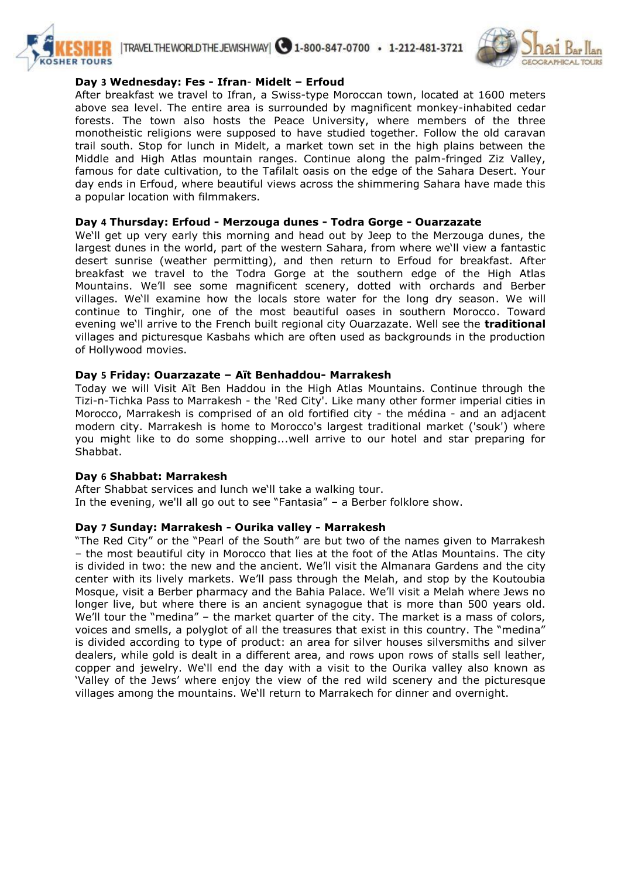**Day 3 Wednesday: Fes - Ifran- Midelt – Erfoud**

After breakfast we travel to Ifran, a Swiss-type Moroccan town, located at 1600 meters above sea level. The entire area is surrounded by magnificent monkey-inhabited cedar forests. The town also hosts the Peace University, where members of the three monotheistic religions were supposed to have studied together. Follow the old caravan trail south. Stop for lunch in Midelt, a market town set in the high plains between the Middle and High Atlas mountain ranges. Continue along the palm-fringed Ziz Valley, famous for date cultivation, to the Tafilalt oasis on the edge of the Sahara Desert. Your day ends in Erfoud, where beautiful views across the shimmering Sahara have made this a popular location with filmmakers.

**Day 4 Thursday: Erfoud - Merzouga dunes - Todra Gorge - Ouarzazate**

We'll get up very early this morning and head out by Jeep to the Merzouga dunes, the largest dunes in the world, part of the western Sahara, from where we'll view a fantastic desert sunrise (weather permitting), and then return to Erfoud for breakfast. After breakfast we travel to the Todra Gorge at the southern edge of the High Atlas Mountains. We'll see some magnificent scenery, dotted with orchards and Berber villages. We'll examine how the locals store water for the long dry season. We will continue to Tinghir, one of the most beautiful oases in southern Morocco. Toward evening we'll arrive to the French built regional city Ouarzazate. Well see the **traditional** villages and picturesque Kasbahs which are often used as backgrounds in the production of Hollywood movies.

**Day 5 Friday: Ouarzazate – Aït Benhaddou- Marrakesh**

Today we will Visit Aït Ben Haddou in the High Atlas Mountains. Continue through the Tizi-n-Tichka Pass to Marrakesh - the 'Red City'. Like many other former imperial cities in Morocco, Marrakesh is comprised of an old fortified city - the médina - and an adjacent modern city. Marrakesh is home to Morocco's largest traditional market ('souk') where you might like to do some shopping...well arrive to our hotel and star preparing for Shabbat.

**Day 6 Shabbat: Marrakesh**

After Shabbat services and lunch we'll take a walking tour.
In the evening, we'll all go out to see "Fantasia" – a Berber folklore show.

**Day 7 Sunday: Marrakesh - Ourika valley - Marrakesh**

"The Red City" or the "Pearl of the South" are but two of the names given to Marrakesh – the most beautiful city in Morocco that lies at the foot of the Atlas Mountains. The city is divided in two: the new and the ancient. We'll visit the Almanara Gardens and the city center with its lively markets. We'll pass through the Melah, and stop by the Koutoubia Mosque, visit a Berber pharmacy and the Bahia Palace. We'll visit a Melah where Jews no longer live, but where there is an ancient synagogue that is more than 500 years old. We'll tour the "medina" – the market quarter of the city. The market is a mass of colors, voices and smells, a polyglot of all the treasures that exist in this country. The "medina" is divided according to type of product: an area for silver houses silversmiths and silver dealers, while gold is dealt in a different area, and rows upon rows of stalls sell leather, copper and jewelry. We'll end the day with a visit to the Ourika valley also known as 'Valley of the Jews' where enjoy the view of the red wild scenery and the picturesque villages among the mountains. We'll return to Marrakech for dinner and overnight.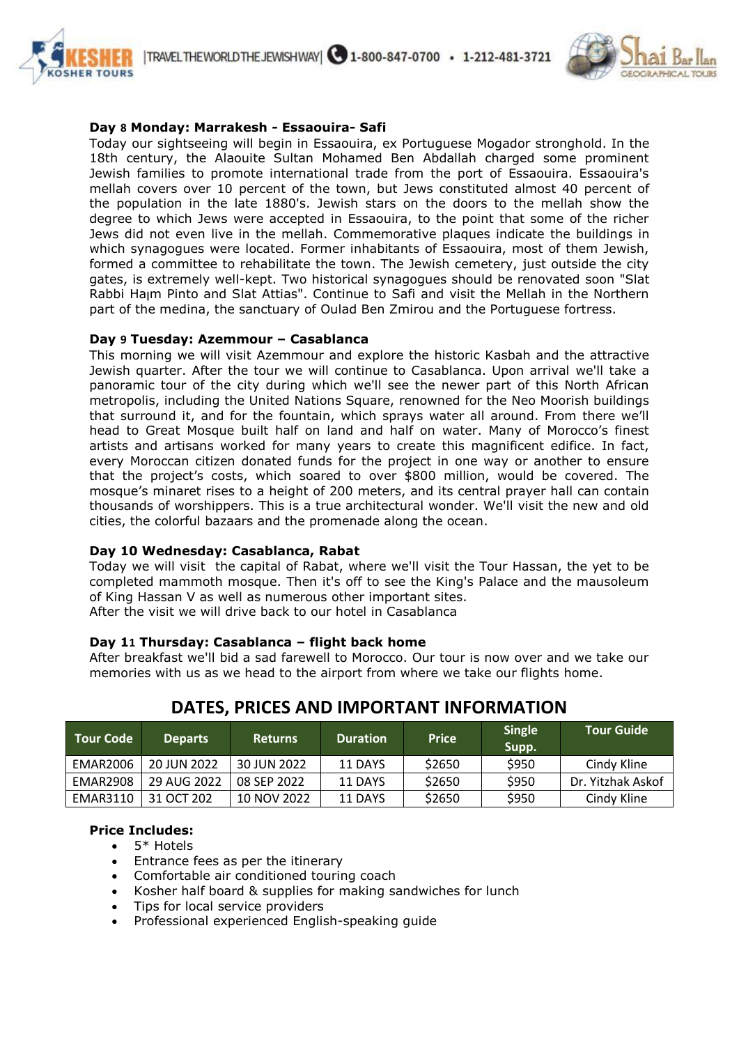**Day 8 Monday: Marrakesh - Essaouira- Safi**

Today our sightseeing will begin in Essaouira, ex Portuguese Mogador stronghold. In the 18th century, the Alaouite Sultan Mohamed Ben Abdallah charged some prominent Jewish families to promote international trade from the port of Essaouira. Essaouira's mellah covers over 10 percent of the town, but Jews constituted almost 40 percent of the population in the late 1880's. Jewish stars on the doors to the mellah show the degree to which Jews were accepted in Essaouira, to the point that some of the richer Jews did not even live in the mellah. Commemorative plaques indicate the buildings in which synagogues were located. Former inhabitants of Essaouira, most of them Jewish, formed a committee to rehabilitate the town. The Jewish cemetery, just outside the city gates, is extremely well-kept. Two historical synagogues should be renovated soon "Slat Rabbi Haım Pinto and Slat Attias". Continue to Safi and visit the Mellah in the Northern part of the medina, the sanctuary of Oulad Ben Zmirou and the Portuguese fortress.

**Day 9 Tuesday: Azemmour – Casablanca**

This morning we will visit Azemmour and explore the historic Kasbah and the attractive Jewish quarter. After the tour we will continue to Casablanca. Upon arrival we'll take a panoramic tour of the city during which we'll see the newer part of this North African metropolis, including the United Nations Square, renowned for the Neo Moorish buildings that surround it, and for the fountain, which sprays water all around. From there we'll head to Great Mosque built half on land and half on water. Many of Morocco's finest artists and artisans worked for many years to create this magnificent edifice. In fact, every Moroccan citizen donated funds for the project in one way or another to ensure that the project's costs, which soared to over $800 million, would be covered. The mosque's minaret rises to a height of 200 meters, and its central prayer hall can contain thousands of worshippers. This is a true architectural wonder. We'll visit the new and old cities, the colorful bazaars and the promenade along the ocean.

**Day 10 Wednesday: Casablanca, Rabat**

Today we will visit the capital of Rabat, where we'll visit the Tour Hassan, the yet to be completed mammoth mosque. Then it's off to see the King's Palace and the mausoleum of King Hassan V as well as numerous other important sites.
After the visit we will drive back to our hotel in Casablanca

**Day 11 Thursday: Casablanca – flight back home**

After breakfast we'll bid a sad farewell to Morocco. Our tour is now over and we take our memories with us as we head to the airport from where we take our flights home.

## DATES, PRICES AND IMPORTANT INFORMATION

| Tour Code | Departs | Returns | Duration | Price | Single Supp. | Tour Guide |
|---|---|---|---|---|---|---|
| EMAR2006 | 20 JUN 2022 | 30 JUN 2022 | 11 DAYS | $2650 | $950 | Cindy Kline |
| EMAR2908 | 29 AUG 2022 | 08 SEP 2022 | 11 DAYS | $2650 | $950 | Dr. Yitzhak Askof |
| EMAR3110 | 31 OCT 202 | 10 NOV 2022 | 11 DAYS | $2650 | $950 | Cindy Kline |

**Price Includes:**

- 5* Hotels
- Entrance fees as per the itinerary
- Comfortable air conditioned touring coach
- Kosher half board & supplies for making sandwiches for lunch
- Tips for local service providers
- Professional experienced English-speaking guide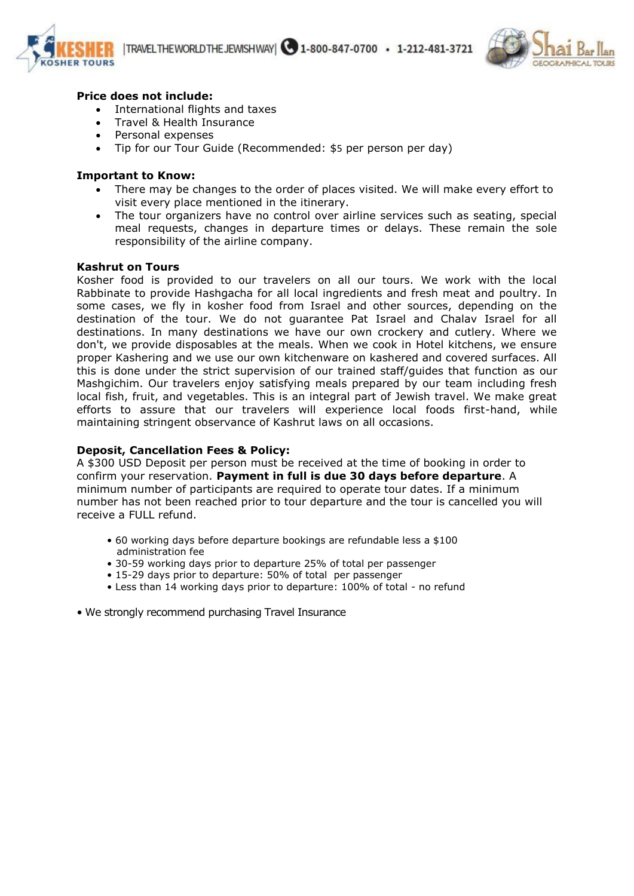**Price does not include:**

- International flights and taxes
- Travel & Health Insurance
- Personal expenses
- Tip for our Tour Guide (Recommended: $5 per person per day)

**Important to Know:**

- There may be changes to the order of places visited. We will make every effort to visit every place mentioned in the itinerary.
- The tour organizers have no control over airline services such as seating, special meal requests, changes in departure times or delays. These remain the sole responsibility of the airline company.

**Kashrut on Tours**

Kosher food is provided to our travelers on all our tours. We work with the local Rabbinate to provide Hashgacha for all local ingredients and fresh meat and poultry. In some cases, we fly in kosher food from Israel and other sources, depending on the destination of the tour. We do not guarantee Pat Israel and Chalav Israel for all destinations. In many destinations we have our own crockery and cutlery. Where we don't, we provide disposables at the meals. When we cook in Hotel kitchens, we ensure proper Kashering and we use our own kitchenware on kashered and covered surfaces. All this is done under the strict supervision of our trained staff/guides that function as our Mashgichim. Our travelers enjoy satisfying meals prepared by our team including fresh local fish, fruit, and vegetables. This is an integral part of Jewish travel. We make great efforts to assure that our travelers will experience local foods first-hand, while maintaining stringent observance of Kashrut laws on all occasions.

**Deposit, Cancellation Fees & Policy:**

A $300 USD Deposit per person must be received at the time of booking in order to confirm your reservation. **Payment in full is due 30 days before departure**. A minimum number of participants are required to operate tour dates. If a minimum number has not been reached prior to tour departure and the tour is cancelled you will receive a FULL refund.

- 60 working days before departure bookings are refundable less a $100 administration fee
- 30-59 working days prior to departure 25% of total per passenger
- 15-29 days prior to departure: 50% of total per passenger
- Less than 14 working days prior to departure: 100% of total - no refund

- We strongly recommend purchasing Travel Insurance